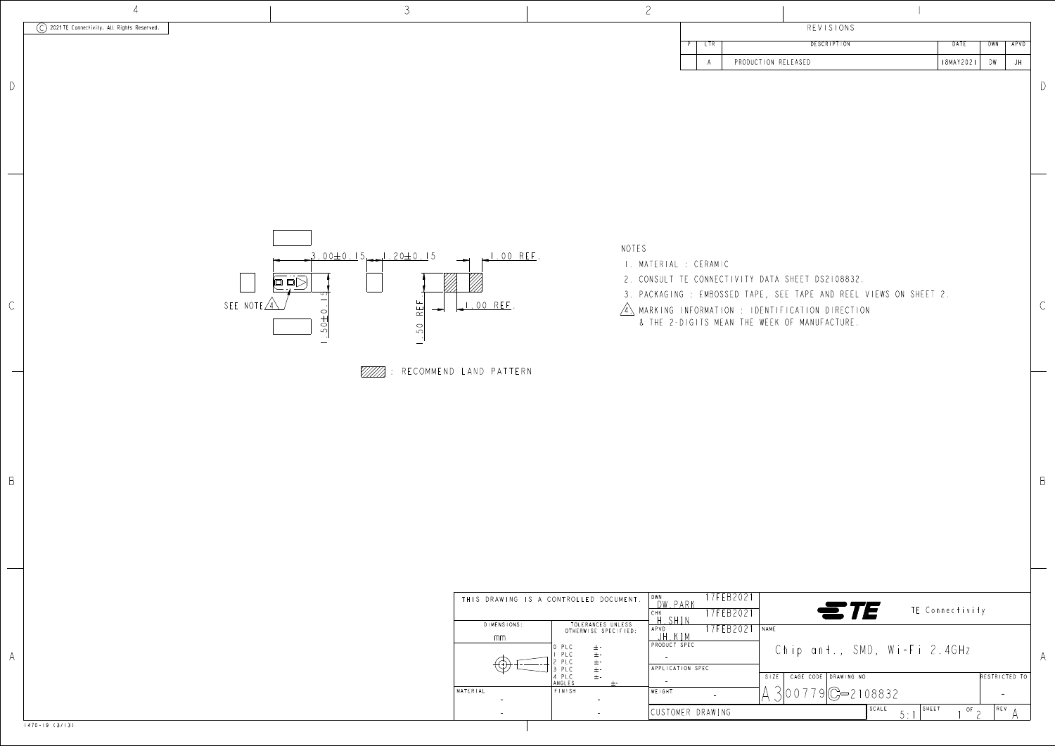© 2021 TE Connectivity. All Rights Reserved.

## REVISIONS

| P | LTR | DESCRIPTION | DATE | DWN | APVD |
|---|---|---|---|---|---|
| | A | PRODUCTION RELEASED | 18MAY2021 | DW | JH |

3.00±0.15

1.20±0.15

1.00 REF.

1.00 REF.

1.50±0.14

1.50 REF.

SEE NOTE 4

: RECOMMEND LAND PATTERN

NOTES

1. MATERIAL : CERAMIC
2. CONSULT TE CONNECTIVITY DATA SHEET DS2108832.
3. PACKAGING : EMBOSSED TAPE, SEE TAPE AND REEL VIEWS ON SHEET 2.
4. MARKING INFORMATION : IDENTIFICATION DIRECTION & THE 2-DIGITS MEAN THE WEEK OF MANUFACTURE.

| THIS DRAWING IS A CONTROLLED DOCUMENT. | | DWN DW.PARK 17FEB2021 | TE Connectivity |
|---|---|---|---|
| | | CHK H.SHIN 17FEB2021 | |
| DIMENSIONS: mm | TOLERANCES UNLESS OTHERWISE SPECIFIED: 0 PLC ±- 1 PLC ±- 2 PLC ±- 3 PLC ±- 4 PLC ±- ANGLES ±- | APVD JH.KIM 17FEB2021 | NAME Chip ant., SMD, Wi-Fi 2.4GHz |
| | | PRODUCT SPEC - | |
| | | APPLICATION SPEC - | SIZE A3 CAGE CODE 00779 DRAWING NO C-2108832 RESTRICTED TO - |
| MATERIAL - | FINISH - | WEIGHT - | |
| - | - | CUSTOMER DRAWING | SCALE 5:1 SHEET 1 OF 2 REV A |

1470-19 (3/13)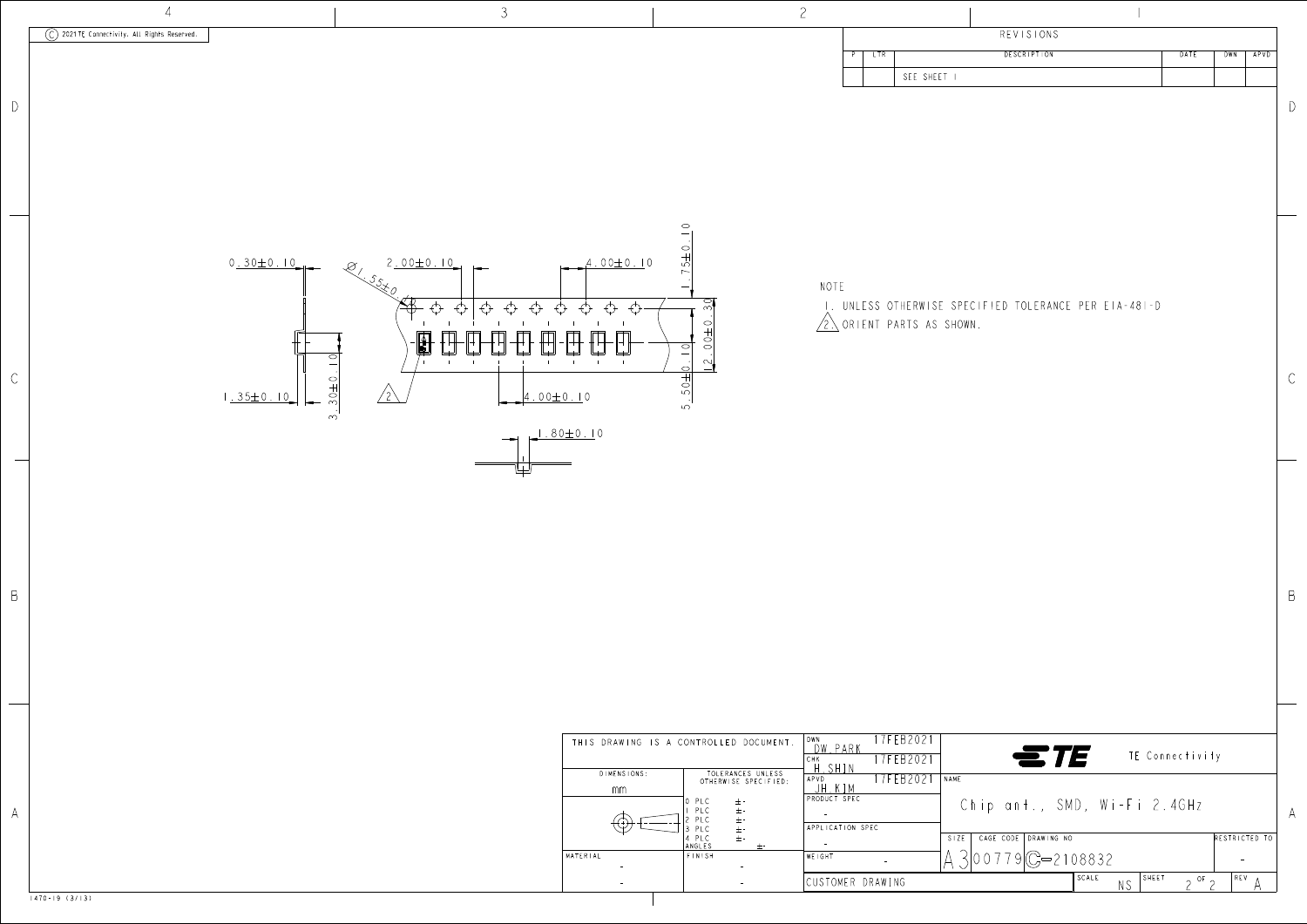© 2021 TE Connectivity. All Rights Reserved.

| P | LTR | REVISIONS DESCRIPTION | DATE | DWN | APVD |
|---|---|---|---|---|---|
| | | SEE SHEET 1 | | | |

0.30±0.10

Ø1.55±0.10

2.00±0.10

4.00±0.10

1.75±0.10

5.50±0.10

12.00±0.30

4.00±0.10

1.35±0.10

3.30±0.10

1.80±0.10

NOTE

1. UNLESS OTHERWISE SPECIFIED TOLERANCE PER EIA-481-D
2. ORIENT PARTS AS SHOWN.

THIS DRAWING IS A CONTROLLED DOCUMENT.

| | |
|---|---|
| DIMENSIONS: mm | TOLERANCES UNLESS OTHERWISE SPECIFIED: 0 PLC ±- ; 1 PLC ±- ; 2 PLC ±- ; 3 PLC ±- ; 4 PLC ±- ; ANGLES ±- |
| MATERIAL - | FINISH - |
| - | - |

| | |
|---|---|
| DWN DW.PARK | 17FEB2021 |
| CHK H.SHIN | 17FEB2021 |
| APVD JH.KIM | 17FEB2021 |
| PRODUCT SPEC | - |
| APPLICATION SPEC | - |
| WEIGHT | - |

TE Connectivity

NAME: Chip ant., SMD, Wi-Fi 2.4GHz

| SIZE | CAGE CODE | DRAWING NO | RESTRICTED TO |
|---|---|---|---|
| A3 | 00779 | C-2108832 | - |

CUSTOMER DRAWING | SCALE NS | SHEET 2 OF 2 | REV A

1470-19 (3/13)